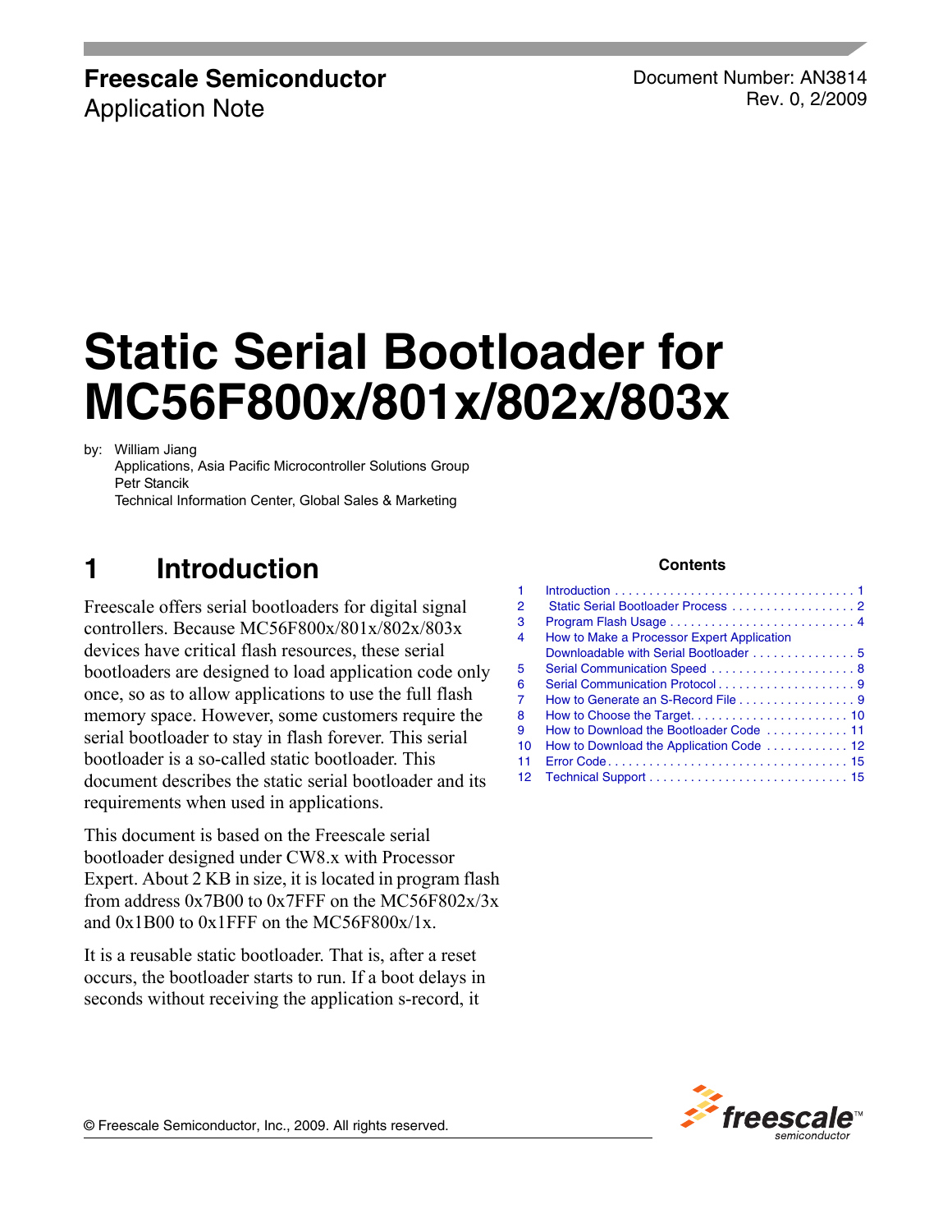**Freescale Semiconductor**
Application Note

Document Number: AN3814
Rev. 0, 2/2009

# Static Serial Bootloader for MC56F800x/801x/802x/803x

by: William Jiang
Applications, Asia Pacific Microcontroller Solutions Group
Petr Stancik
Technical Information Center, Global Sales & Marketing

**Contents**

| | | |
|---|---|---|
| 1 | Introduction | 1 |
| 2 | Static Serial Bootloader Process | 2 |
| 3 | Program Flash Usage | 4 |
| 4 | How to Make a Processor Expert Application Downloadable with Serial Bootloader | 5 |
| 5 | Serial Communication Speed | 8 |
| 6 | Serial Communication Protocol | 9 |
| 7 | How to Generate an S-Record File | 9 |
| 8 | How to Choose the Target | 10 |
| 9 | How to Download the Bootloader Code | 11 |
| 10 | How to Download the Application Code | 12 |
| 11 | Error Code | 15 |
| 12 | Technical Support | 15 |

## 1 Introduction

Freescale offers serial bootloaders for digital signal controllers. Because MC56F800x/801x/802x/803x devices have critical flash resources, these serial bootloaders are designed to load application code only once, so as to allow applications to use the full flash memory space. However, some customers require the serial bootloader to stay in flash forever. This serial bootloader is a so-called static bootloader. This document describes the static serial bootloader and its requirements when used in applications.

This document is based on the Freescale serial bootloader designed under CW8.x with Processor Expert. About 2 KB in size, it is located in program flash from address 0x7B00 to 0x7FFF on the MC56F802x/3x and 0x1B00 to 0x1FFF on the MC56F800x/1x.

It is a reusable static bootloader. That is, after a reset occurs, the bootloader starts to run. If a boot delays in seconds without receiving the application s-record, it

© Freescale Semiconductor, Inc., 2009. All rights reserved.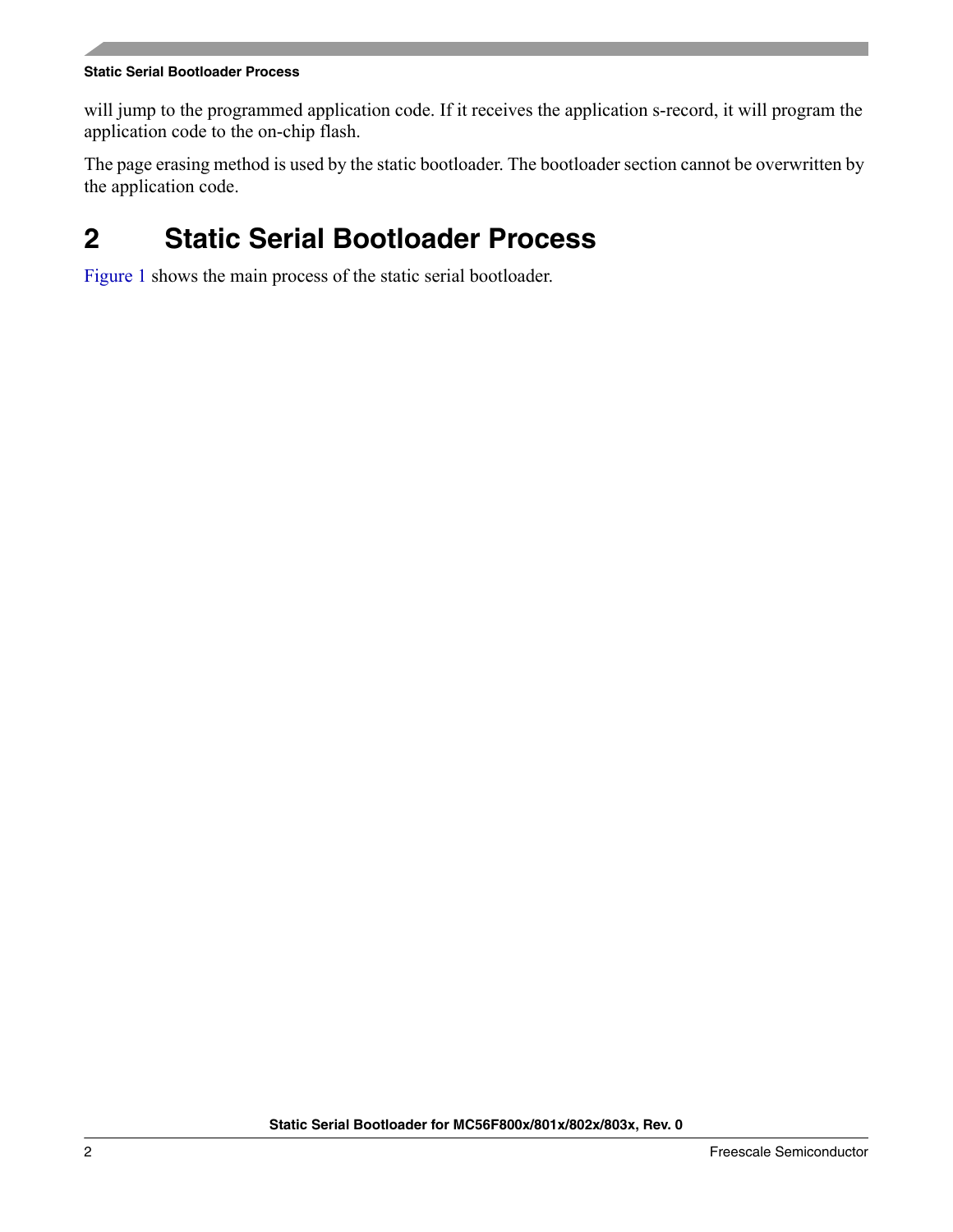will jump to the programmed application code. If it receives the application s-record, it will program the application code to the on-chip flash.

The page erasing method is used by the static bootloader. The bootloader section cannot be overwritten by the application code.

# 2 Static Serial Bootloader Process

Figure 1 shows the main process of the static serial bootloader.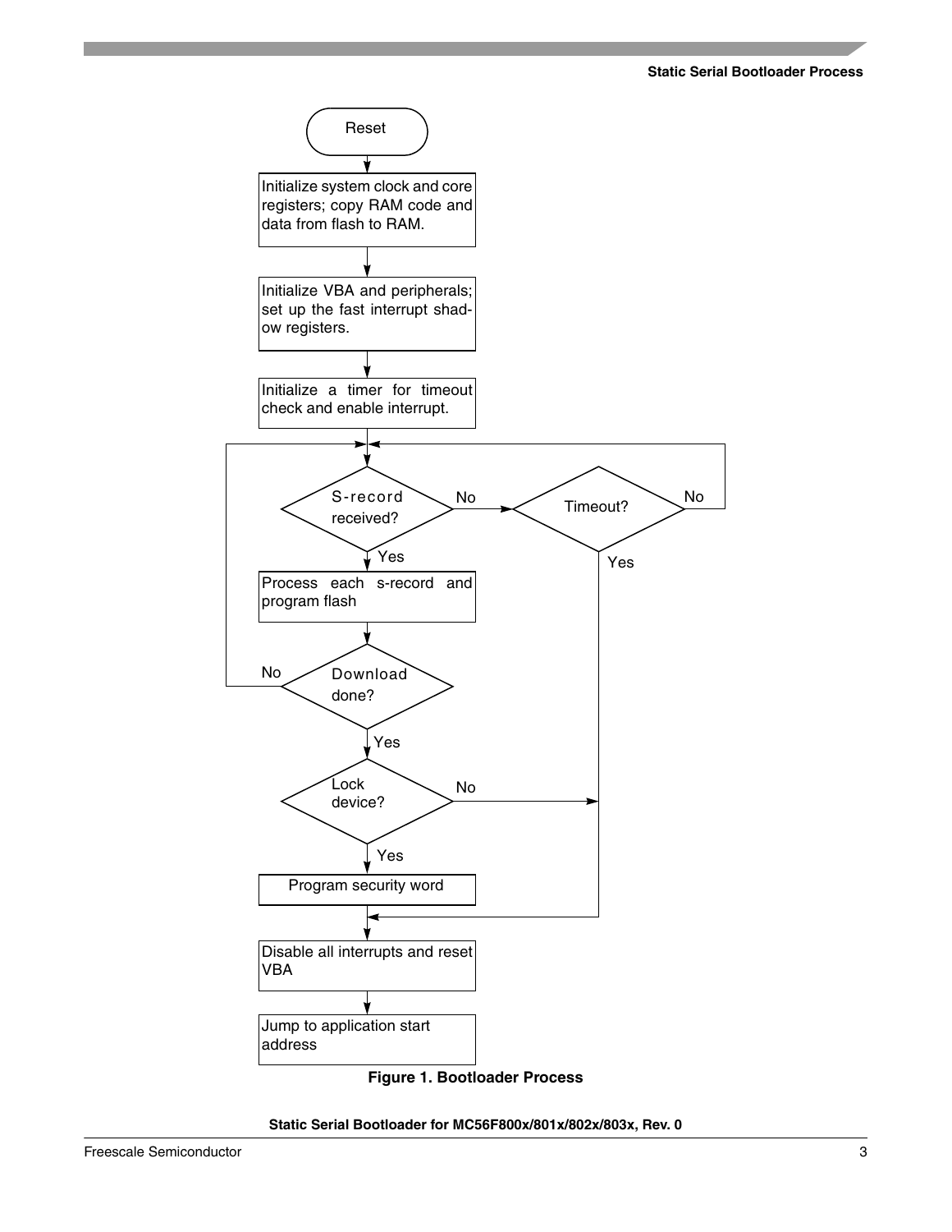Reset

Initialize system clock and core registers; copy RAM code and data from flash to RAM.

Initialize VBA and peripherals; set up the fast interrupt shadow registers.

Initialize a timer for timeout check and enable interrupt.

S-record received?

No

Timeout?

No

Yes

Yes

Process each s-record and program flash

No

Download done?

Yes

Lock device?

No

Yes

Program security word

Disable all interrupts and reset VBA

Jump to application start address

**Figure 1. Bootloader Process**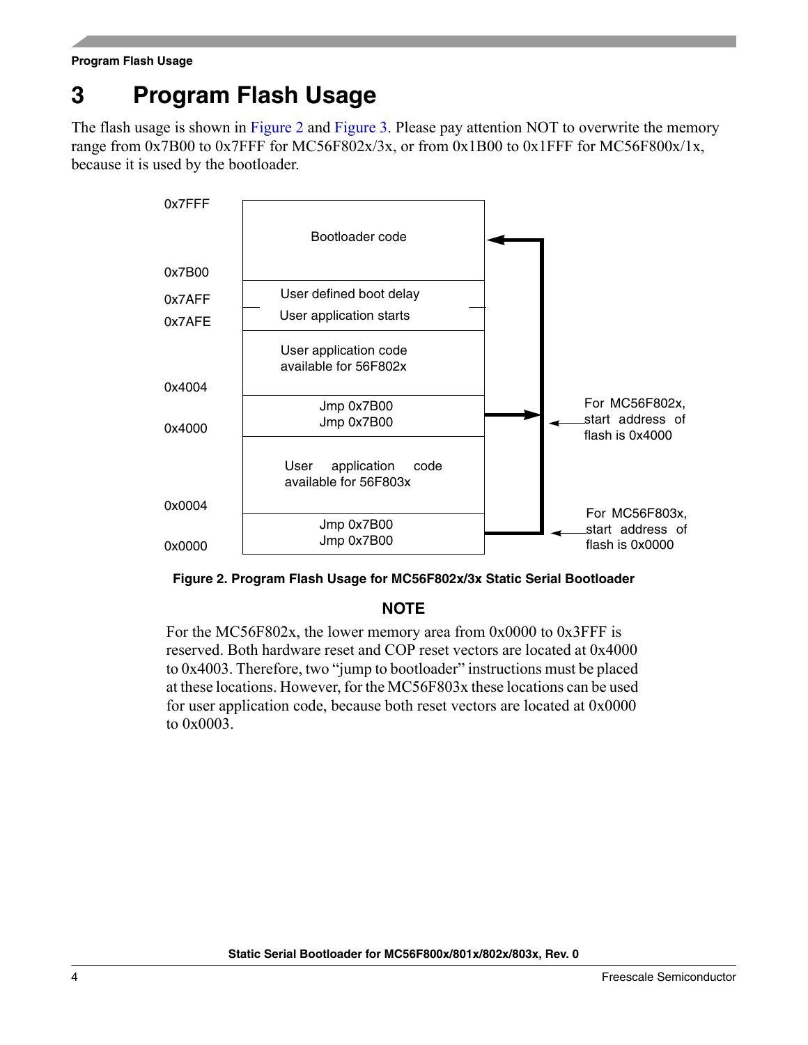# 3 Program Flash Usage

The flash usage is shown in Figure 2 and Figure 3. Please pay attention NOT to overwrite the memory range from 0x7B00 to 0x7FFF for MC56F802x/3x, or from 0x1B00 to 0x1FFF for MC56F800x/1x, because it is used by the bootloader.

| Address | Content |
|---|---|
| 0x7FFF – 0x7B00 | Bootloader code |
| 0x7AFF | User defined boot delay |
| 0x7AFE | User application starts |
| – 0x4004 | User application code available for 56F802x |
| 0x4000 | Jmp 0x7B00<br>Jmp 0x7B00 |
| – 0x0004 | User application code available for 56F803x |
| 0x0000 | Jmp 0x7B00<br>Jmp 0x7B00 |

For MC56F802x, start address of flash is 0x4000

For MC56F803x, start address of flash is 0x0000

**Figure 2. Program Flash Usage for MC56F802x/3x Static Serial Bootloader**

**NOTE**

For the MC56F802x, the lower memory area from 0x0000 to 0x3FFF is reserved. Both hardware reset and COP reset vectors are located at 0x4000 to 0x4003. Therefore, two "jump to bootloader" instructions must be placed at these locations. However, for the MC56F803x these locations can be used for user application code, because both reset vectors are located at 0x0000 to 0x0003.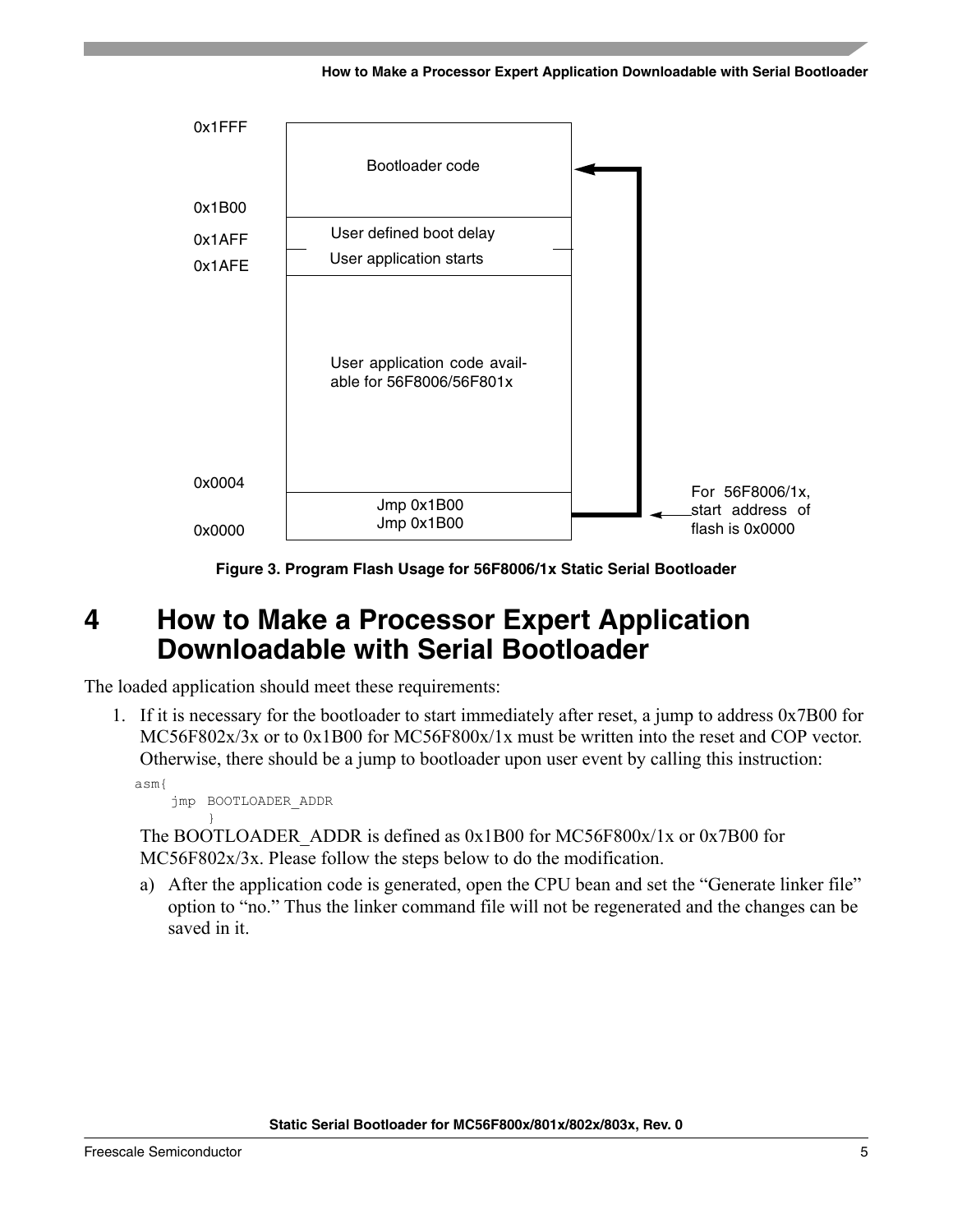0x1FFF

Bootloader code

0x1B00

0x1AFF User defined boot delay

0x1AFE User application starts

User application code available for 56F8006/56F801x

0x0004

Jmp 0x1B00
Jmp 0x1B00

0x0000

For 56F8006/1x, start address of flash is 0x0000

Figure 3. Program Flash Usage for 56F8006/1x Static Serial Bootloader

# 4 How to Make a Processor Expert Application Downloadable with Serial Bootloader

The loaded application should meet these requirements:

1. If it is necessary for the bootloader to start immediately after reset, a jump to address 0x7B00 for MC56F802x/3x or to 0x1B00 for MC56F800x/1x must be written into the reset and COP vector. Otherwise, there should be a jump to bootloader upon user event by calling this instruction:

```
asm{
    jmp  BOOTLOADER_ADDR
        }
```

The BOOTLOADER_ADDR is defined as 0x1B00 for MC56F800x/1x or 0x7B00 for MC56F802x/3x. Please follow the steps below to do the modification.

   a) After the application code is generated, open the CPU bean and set the "Generate linker file" option to "no." Thus the linker command file will not be regenerated and the changes can be saved in it.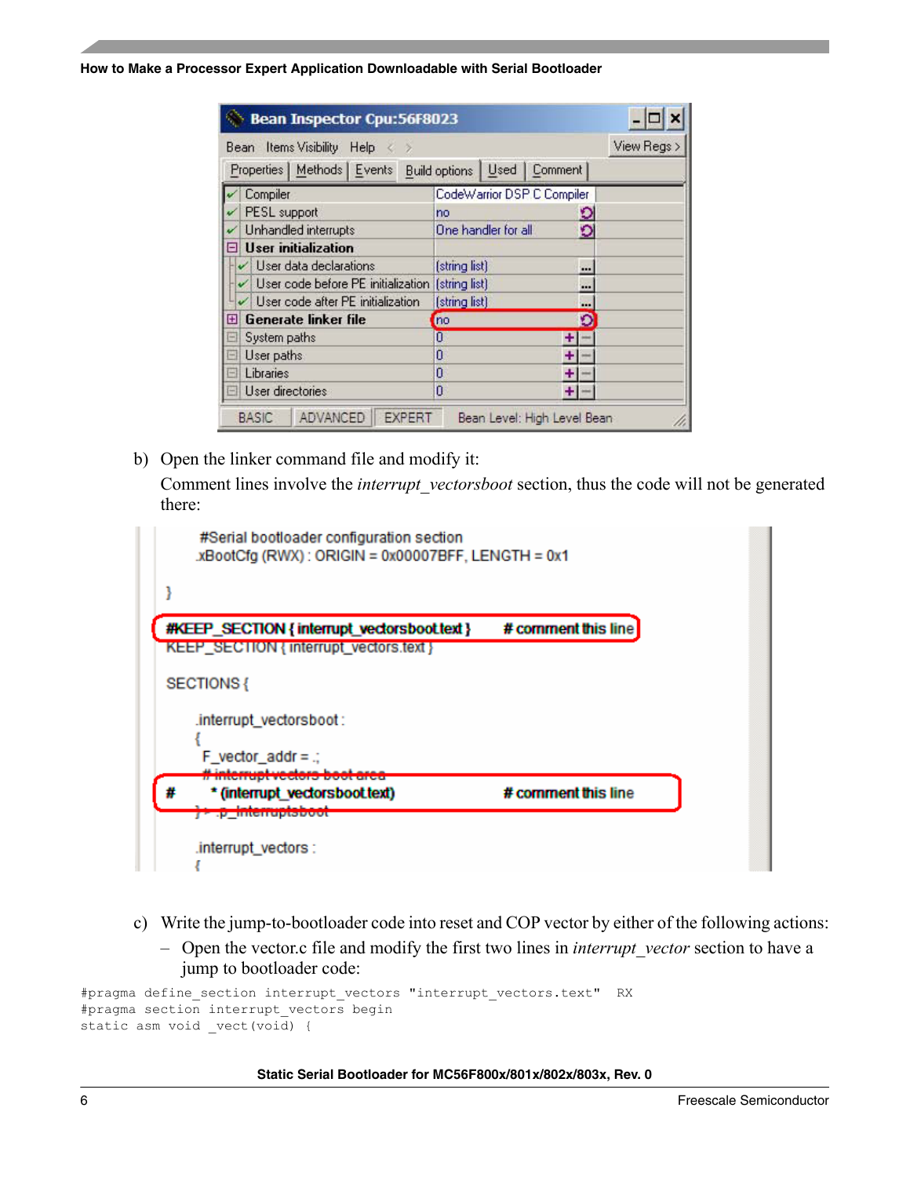| | Bean Inspector Cpu:56F8023 | |
|---|---|---|
| ✓ | Compiler | CodeWarrior DSP C Compiler |
| ✓ | PESL support | no |
| ✓ | Unhandled interrupts | One handler for all |
| ⊟ | **User initialization** | |
| ✓ | User data declarations | (string list) |
| ✓ | User code before PE initialization | (string list) |
| ✓ | User code after PE initialization | (string list) |
| ⊞ | **Generate linker file** | no |
| ⊟ | System paths | 0 |
| ⊟ | User paths | 0 |
| ⊟ | Libraries | 0 |
| ⊟ | User directories | 0 |

b) Open the linker command file and modify it:

Comment lines involve the *interrupt_vectorsboot* section, thus the code will not be generated there:

```
    #Serial bootloader configuration section
    .xBootCfg (RWX) : ORIGIN = 0x00007BFF, LENGTH = 0x1

}

#KEEP_SECTION { interrupt_vectorsboot.text }        # comment this line
KEEP_SECTION { interrupt_vectors.text }

SECTIONS {

    .interrupt_vectorsboot :
    {
      F_vector_addr = .;
      # interrupt vectors boot area
#       * (interrupt_vectorsboot.text)              # comment this line
    } > .p_Interruptsboot

    .interrupt_vectors :
    {
```

c) Write the jump-to-bootloader code into reset and COP vector by either of the following actions:

– Open the vector.c file and modify the first two lines in *interrupt_vector* section to have a jump to bootloader code:

```
#pragma define_section interrupt_vectors "interrupt_vectors.text"  RX
#pragma section interrupt_vectors begin
static asm void _vect(void) {
```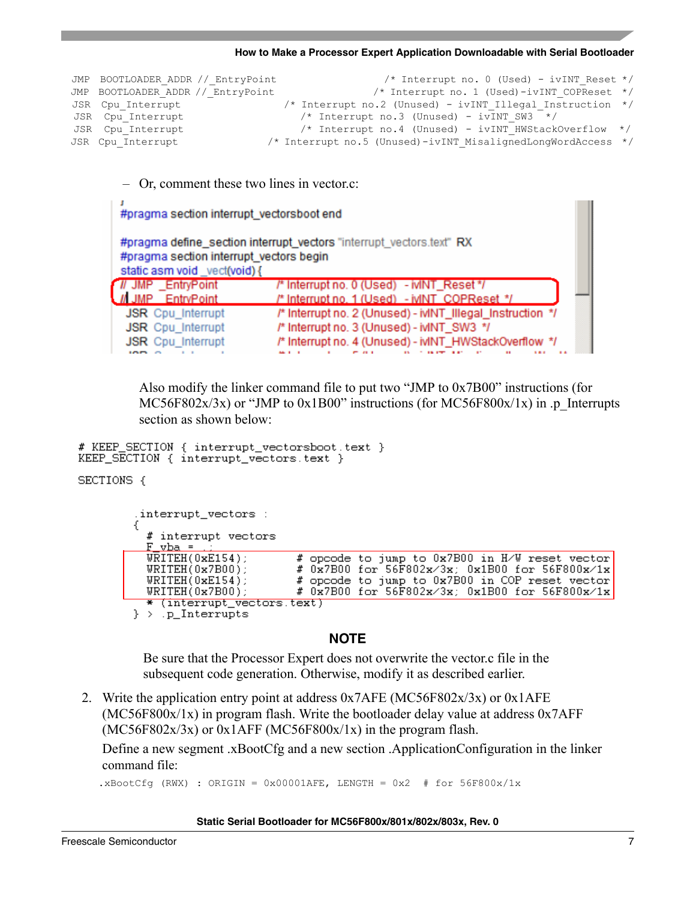```
JMP  BOOTLOADER_ADDR //_EntryPoint                    /* Interrupt no. 0 (Used) - ivINT_Reset */
JMP  BOOTLOADER_ADDR //_EntryPoint                  /* Interrupt no. 1 (Used)-ivINT_COPReset  */
JSR  Cpu_Interrupt                    /* Interrupt no.2 (Unused) - ivINT_Illegal_Instruction  */
JSR  Cpu_Interrupt                       /* Interrupt no.3 (Unused) - ivINT_SW3  */
JSR  Cpu_Interrupt                       /* Interrupt no.4 (Unused) - ivINT_HWStackOverflow  */
JSR  Cpu_Interrupt                 /* Interrupt no.5 (Unused)-ivINT_MisalignedLongWordAccess  */
```

– Or, comment these two lines in vector.c:

```
}
#pragma section interrupt_vectorsboot end

#pragma define_section interrupt_vectors "interrupt_vectors.text"  RX
#pragma section interrupt_vectors begin
static asm void _vect(void) {
// JMP   _EntryPoint          /* Interrupt no. 0 (Used)   - ivINT_Reset */
// JMP   _EntryPoint          /* Interrupt no. 1 (Used)   - ivINT_COPReset  */
  JSR  Cpu_Interrupt          /* Interrupt no. 2 (Unused) - ivINT_Illegal_Instruction  */
  JSR  Cpu_Interrupt          /* Interrupt no. 3 (Unused) - ivINT_SW3  */
  JSR  Cpu_Interrupt          /* Interrupt no. 4 (Unused) - ivINT_HWStackOverflow  */
```

Also modify the linker command file to put two “JMP to 0x7B00” instructions (for MC56F802x/3x) or “JMP to 0x1B00” instructions (for MC56F800x/1x) in .p_Interrupts section as shown below:

```
# KEEP_SECTION { interrupt_vectorsboot.text }
KEEP_SECTION { interrupt_vectors.text }

SECTIONS {

        .interrupt_vectors :
        {
          # interrupt vectors
          F_vba = .;
          WRITEH(0xE154);        # opcode to jump to 0x7B00 in H/W reset vector
          WRITEH(0x7B00);        # 0x7B00 for 56F802x/3x; 0x1B00 for 56F800x/1x
          WRITEH(0xE154);        # opcode to jump to 0x7B00 in COP reset vector
          WRITEH(0x7B00);        # 0x7B00 for 56F802x/3x; 0x1B00 for 56F800x/1x
          * (interrupt_vectors.text)
        } > .p_Interrupts
```

**NOTE**

Be sure that the Processor Expert does not overwrite the vector.c file in the subsequent code generation. Otherwise, modify it as described earlier.

2. Write the application entry point at address 0x7AFE (MC56F802x/3x) or 0x1AFE (MC56F800x/1x) in program flash. Write the bootloader delay value at address 0x7AFF (MC56F802x/3x) or 0x1AFF (MC56F800x/1x) in the program flash.

   Define a new segment .xBootCfg and a new section .ApplicationConfiguration in the linker command file:

```
.xBootCfg (RWX) : ORIGIN = 0x00001AFE, LENGTH = 0x2   # for 56F800x/1x
```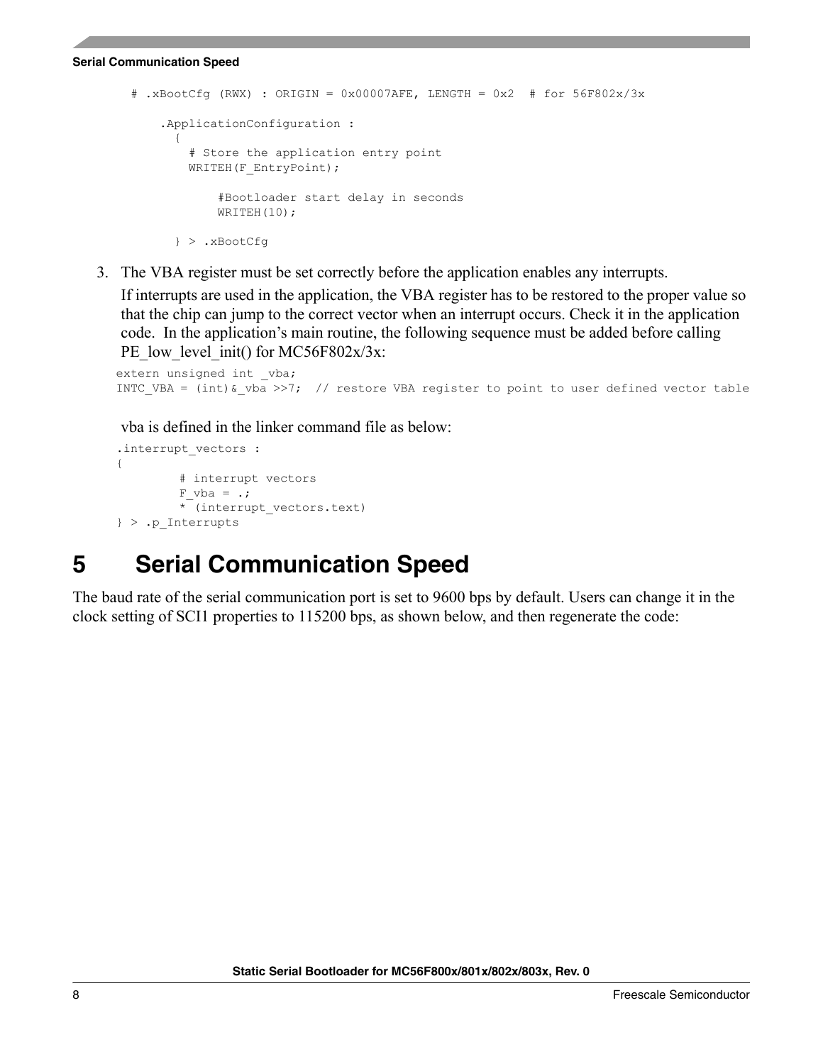```
  # .xBootCfg (RWX) : ORIGIN = 0x00007AFE, LENGTH = 0x2  # for 56F802x/3x

      .ApplicationConfiguration :
        {
          # Store the application entry point
          WRITEH(F_EntryPoint);

              #Bootloader start delay in seconds
              WRITEH(10);

        } > .xBootCfg
```

3. The VBA register must be set correctly before the application enables any interrupts.

   If interrupts are used in the application, the VBA register has to be restored to the proper value so that the chip can jump to the correct vector when an interrupt occurs. Check it in the application code. In the application's main routine, the following sequence must be added before calling PE_low_level_init() for MC56F802x/3x:

```
extern unsigned int _vba;
INTC_VBA = (int)&_vba >>7;  // restore VBA register to point to user defined vector table
```

   vba is defined in the linker command file as below:

```
.interrupt_vectors :
{
        # interrupt vectors
        F_vba = .;
        * (interrupt_vectors.text)
} > .p_Interrupts
```

# 5 Serial Communication Speed

The baud rate of the serial communication port is set to 9600 bps by default. Users can change it in the clock setting of SCI1 properties to 115200 bps, as shown below, and then regenerate the code: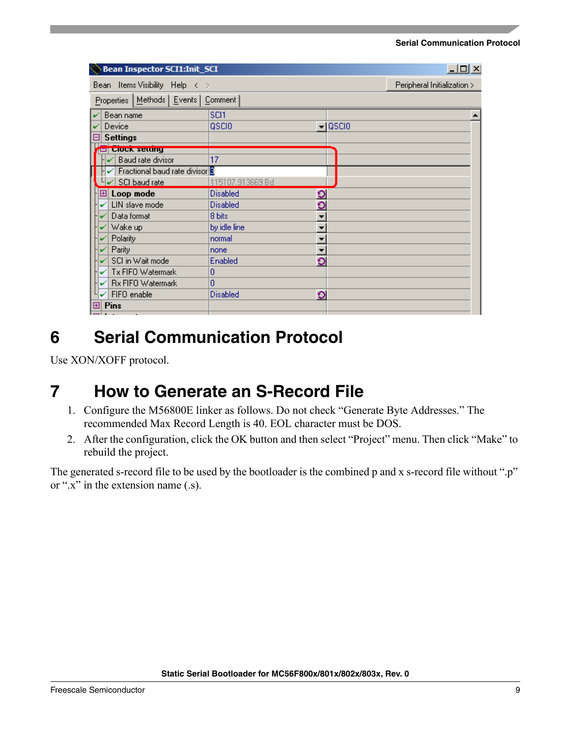## 6 Serial Communication Protocol

Use XON/XOFF protocol.

## 7 How to Generate an S-Record File

1. Configure the M56800E linker as follows. Do not check “Generate Byte Addresses.” The recommended Max Record Length is 40. EOL character must be DOS.
2. After the configuration, click the OK button and then select “Project” menu. Then click “Make” to rebuild the project.

The generated s-record file to be used by the bootloader is the combined p and x s-record file without “.p” or “.x” in the extension name (.s).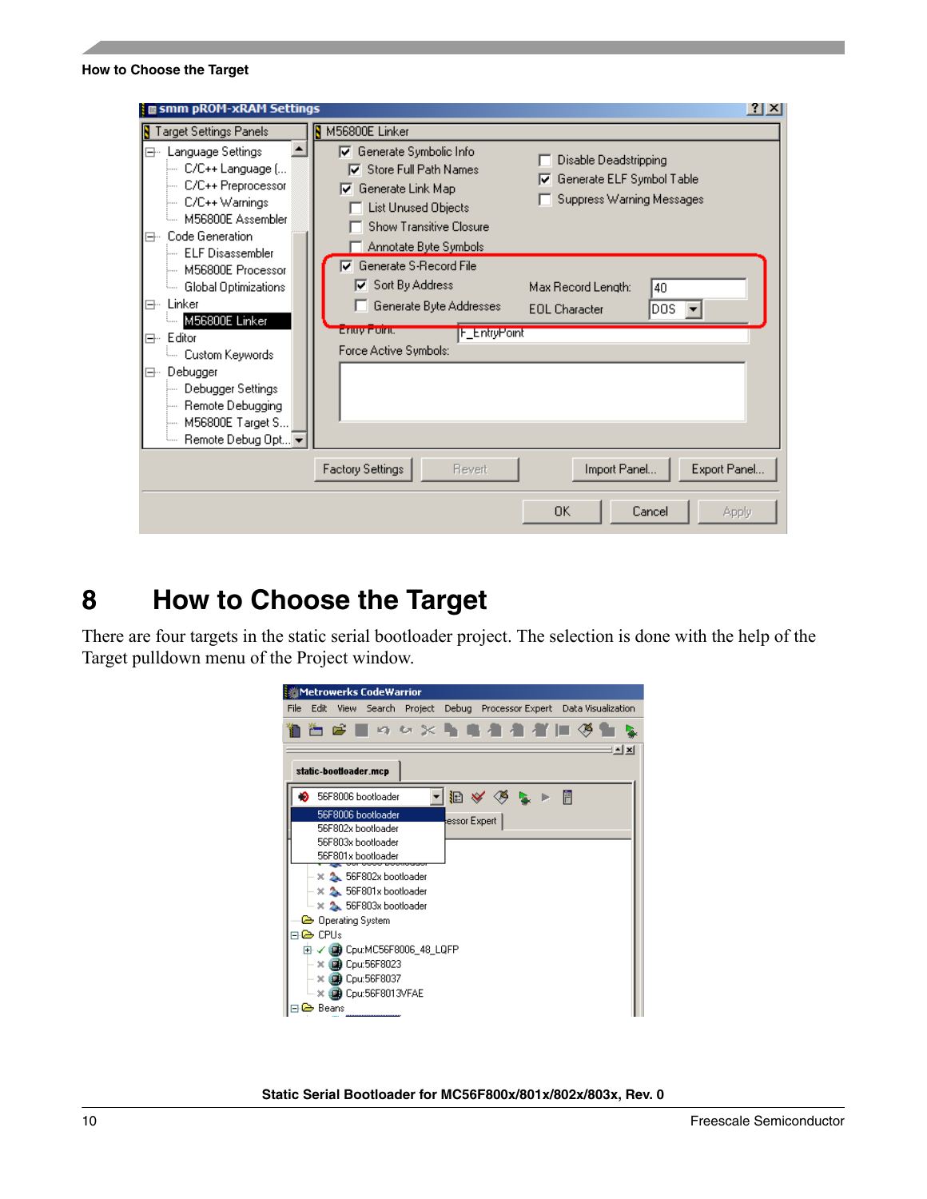## 8 How to Choose the Target

There are four targets in the static serial bootloader project. The selection is done with the help of the Target pulldown menu of the Project window.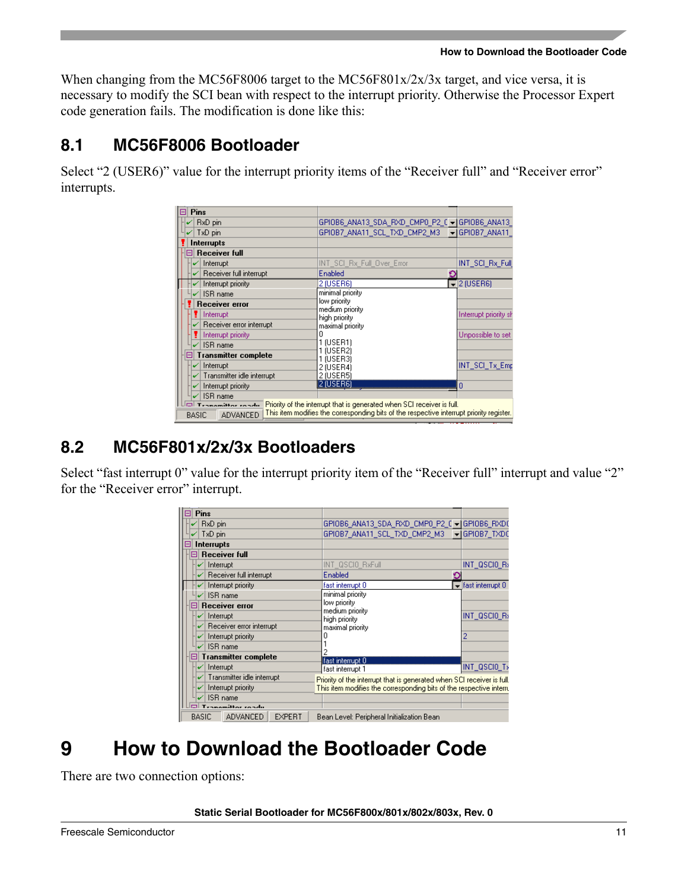When changing from the MC56F8006 target to the MC56F801x/2x/3x target, and vice versa, it is necessary to modify the SCI bean with respect to the interrupt priority. Otherwise the Processor Expert code generation fails. The modification is done like this:

## 8.1 MC56F8006 Bootloader

Select “2 (USER6)” value for the interrupt priority items of the “Receiver full” and “Receiver error” interrupts.

## 8.2 MC56F801x/2x/3x Bootloaders

Select “fast interrupt 0” value for the interrupt priority item of the “Receiver full” interrupt and value “2” for the “Receiver error” interrupt.

# 9 How to Download the Bootloader Code

There are two connection options: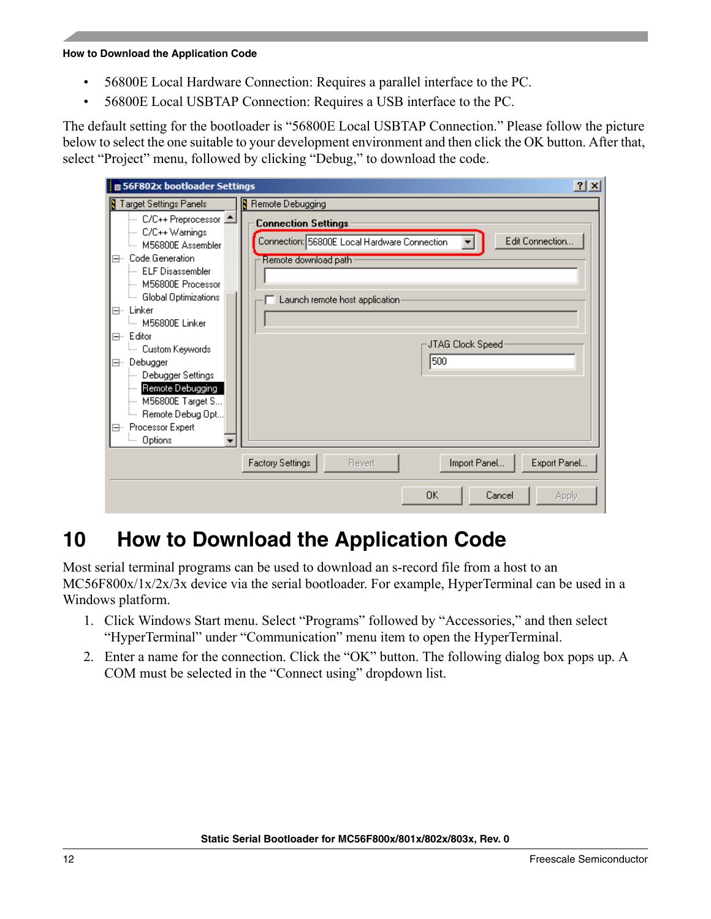- 56800E Local Hardware Connection: Requires a parallel interface to the PC.
- 56800E Local USBTAP Connection: Requires a USB interface to the PC.

The default setting for the bootloader is “56800E Local USBTAP Connection.” Please follow the picture below to select the one suitable to your development environment and then click the OK button. After that, select “Project” menu, followed by clicking “Debug,” to download the code.

# 10 How to Download the Application Code

Most serial terminal programs can be used to download an s-record file from a host to an MC56F800x/1x/2x/3x device via the serial bootloader. For example, HyperTerminal can be used in a Windows platform.

1. Click Windows Start menu. Select “Programs” followed by “Accessories,” and then select “HyperTerminal” under “Communication” menu item to open the HyperTerminal.
2. Enter a name for the connection. Click the “OK” button. The following dialog box pops up. A COM must be selected in the “Connect using” dropdown list.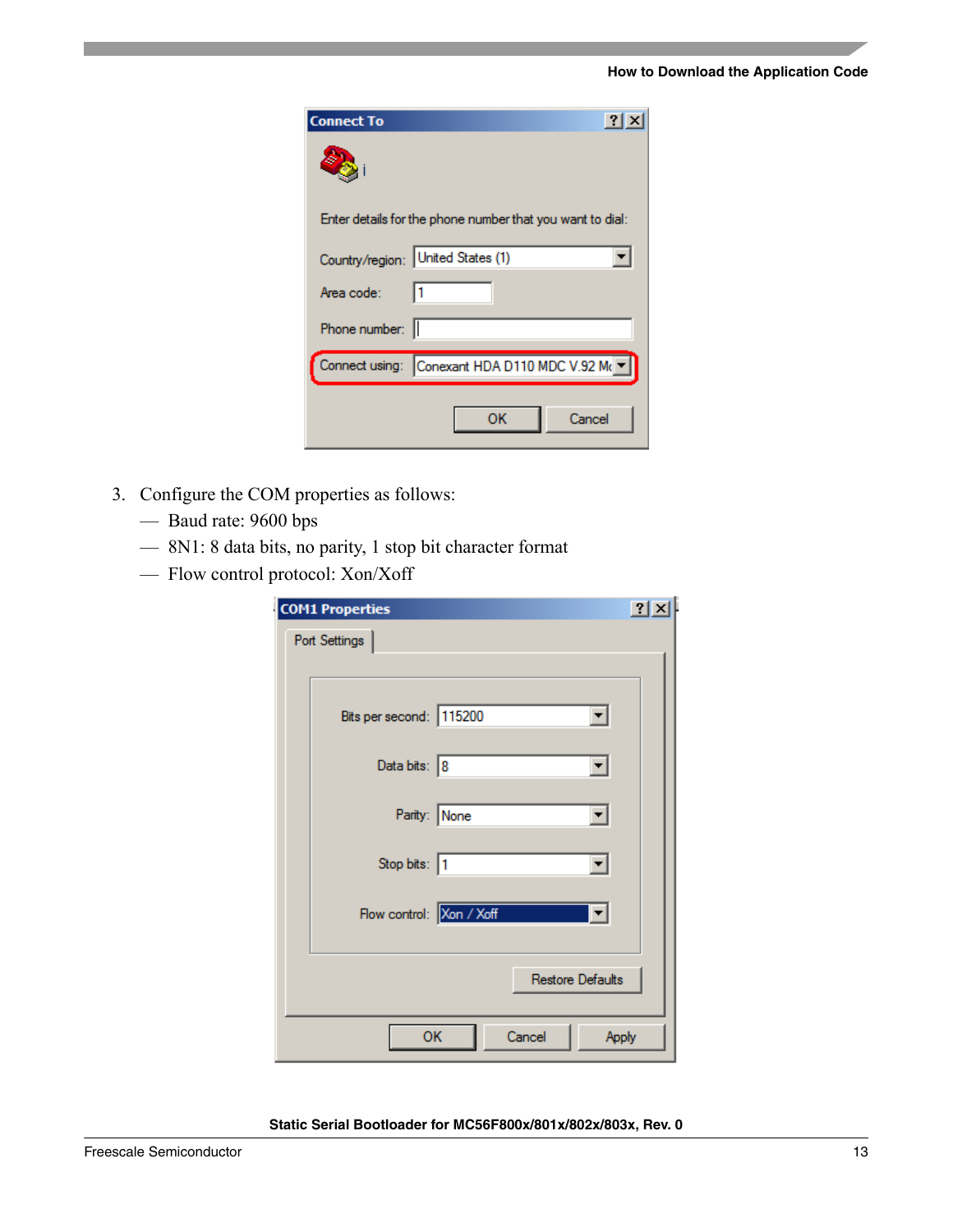3. Configure the COM properties as follows:
   - Baud rate: 9600 bps
   - 8N1: 8 data bits, no parity, 1 stop bit character format
   - Flow control protocol: Xon/Xoff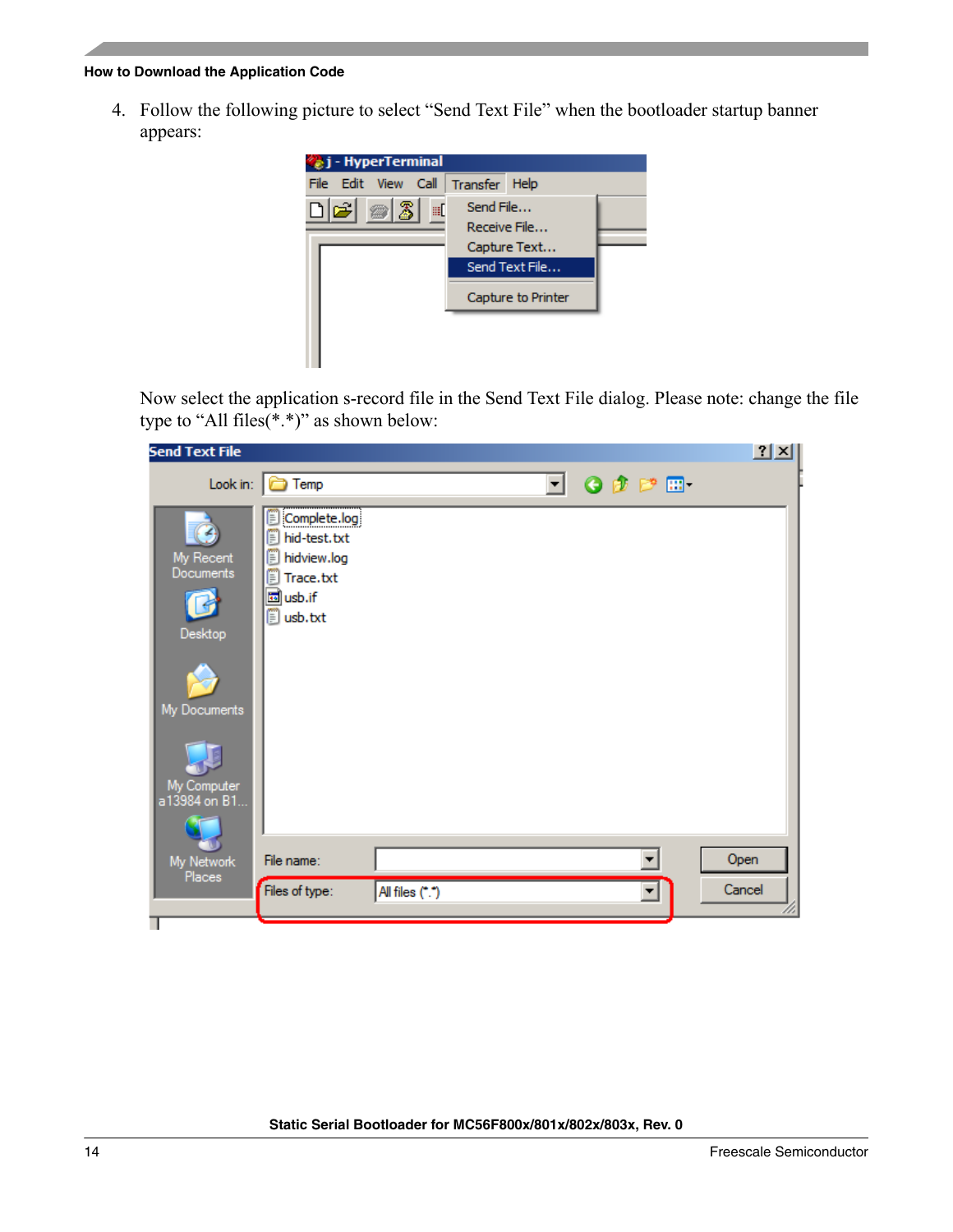4. Follow the following picture to select "Send Text File" when the bootloader startup banner appears:

Now select the application s-record file in the Send Text File dialog. Please note: change the file type to "All files(*.*)" as shown below: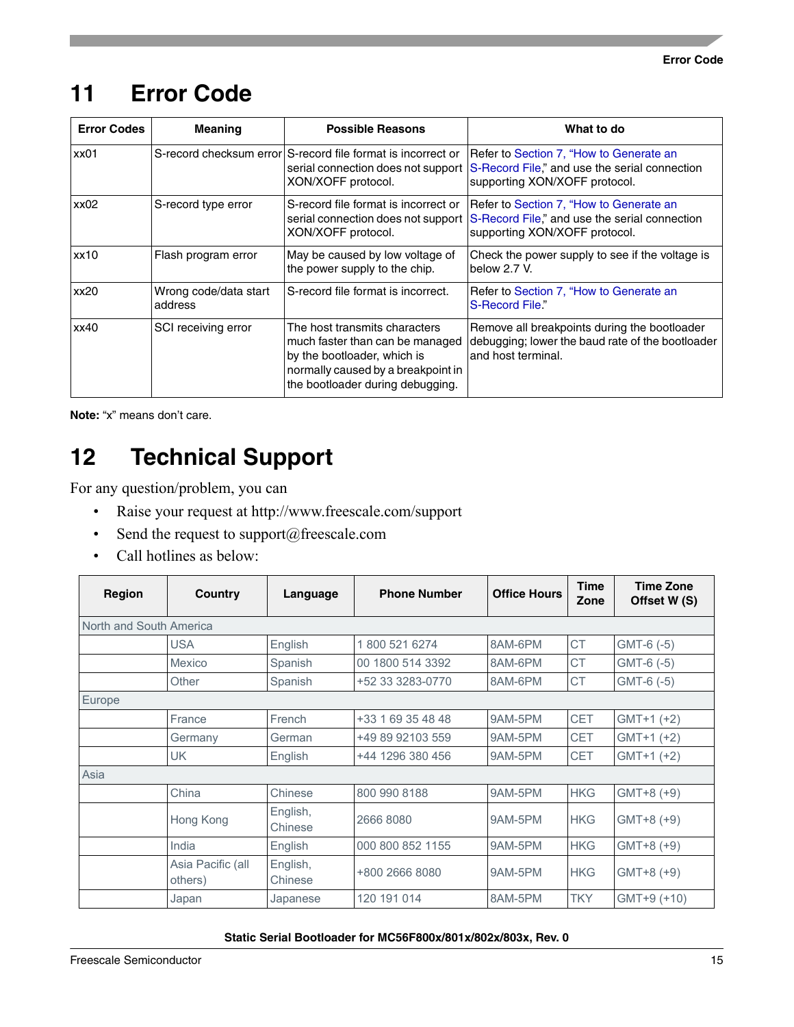# 11 Error Code

| Error Codes | Meaning | Possible Reasons | What to do |
|---|---|---|---|
| xx01 | S-record checksum error | S-record file format is incorrect or serial connection does not support XON/XOFF protocol. | Refer to Section 7, "How to Generate an S-Record File," and use the serial connection supporting XON/XOFF protocol. |
| xx02 | S-record type error | S-record file format is incorrect or serial connection does not support XON/XOFF protocol. | Refer to Section 7, "How to Generate an S-Record File," and use the serial connection supporting XON/XOFF protocol. |
| xx10 | Flash program error | May be caused by low voltage of the power supply to the chip. | Check the power supply to see if the voltage is below 2.7 V. |
| xx20 | Wrong code/data start address | S-record file format is incorrect. | Refer to Section 7, "How to Generate an S-Record File." |
| xx40 | SCI receiving error | The host transmits characters much faster than can be managed by the bootloader, which is normally caused by a breakpoint in the bootloader during debugging. | Remove all breakpoints during the bootloader debugging; lower the baud rate of the bootloader and host terminal. |

**Note:** "x" means don't care.

# 12 Technical Support

For any question/problem, you can

- Raise your request at http://www.freescale.com/support
- Send the request to support@freescale.com
- Call hotlines as below:

| Region | Country | Language | Phone Number | Office Hours | Time Zone | Time Zone Offset W (S) |
|---|---|---|---|---|---|---|
| North and South America | | | | | | |
| | USA | English | 1 800 521 6274 | 8AM-6PM | CT | GMT-6 (-5) |
| | Mexico | Spanish | 00 1800 514 3392 | 8AM-6PM | CT | GMT-6 (-5) |
| | Other | Spanish | +52 33 3283-0770 | 8AM-6PM | CT | GMT-6 (-5) |
| Europe | | | | | | |
| | France | French | +33 1 69 35 48 48 | 9AM-5PM | CET | GMT+1 (+2) |
| | Germany | German | +49 89 92103 559 | 9AM-5PM | CET | GMT+1 (+2) |
| | UK | English | +44 1296 380 456 | 9AM-5PM | CET | GMT+1 (+2) |
| Asia | | | | | | |
| | China | Chinese | 800 990 8188 | 9AM-5PM | HKG | GMT+8 (+9) |
| | Hong Kong | English, Chinese | 2666 8080 | 9AM-5PM | HKG | GMT+8 (+9) |
| | India | English | 000 800 852 1155 | 9AM-5PM | HKG | GMT+8 (+9) |
| | Asia Pacific (all others) | English, Chinese | +800 2666 8080 | 9AM-5PM | HKG | GMT+8 (+9) |
| | Japan | Japanese | 120 191 014 | 8AM-5PM | TKY | GMT+9 (+10) |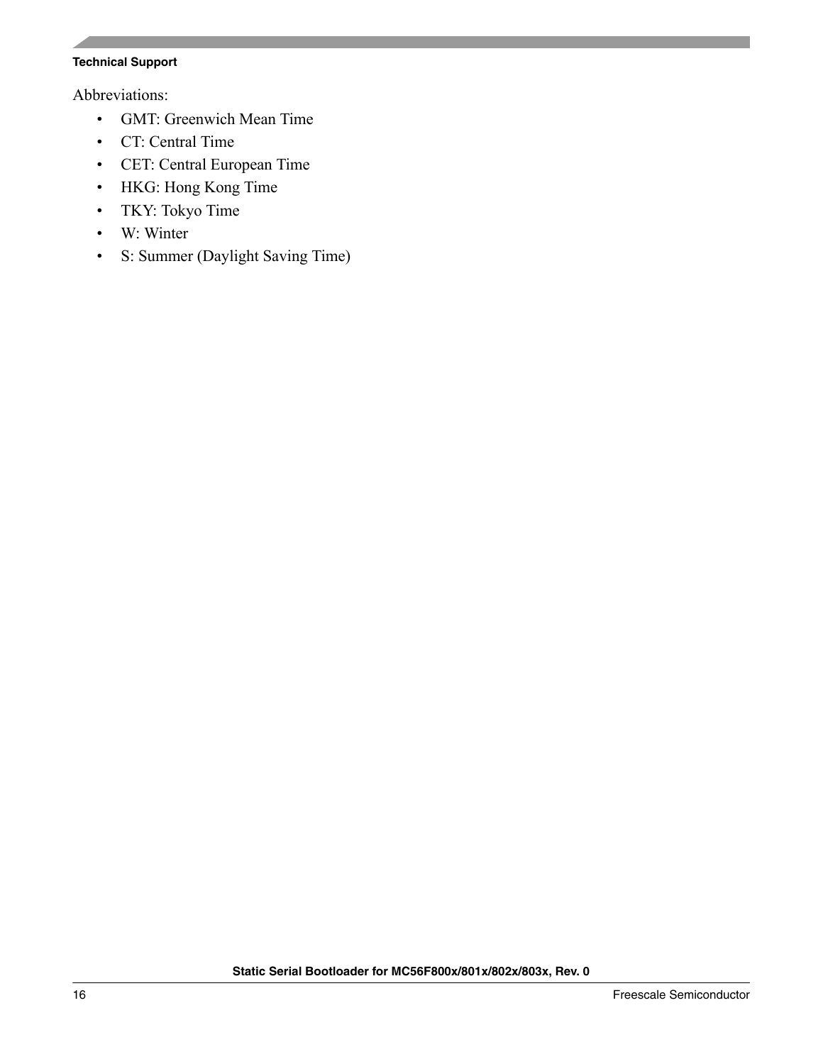Abbreviations:

- GMT: Greenwich Mean Time
- CT: Central Time
- CET: Central European Time
- HKG: Hong Kong Time
- TKY: Tokyo Time
- W: Winter
- S: Summer (Daylight Saving Time)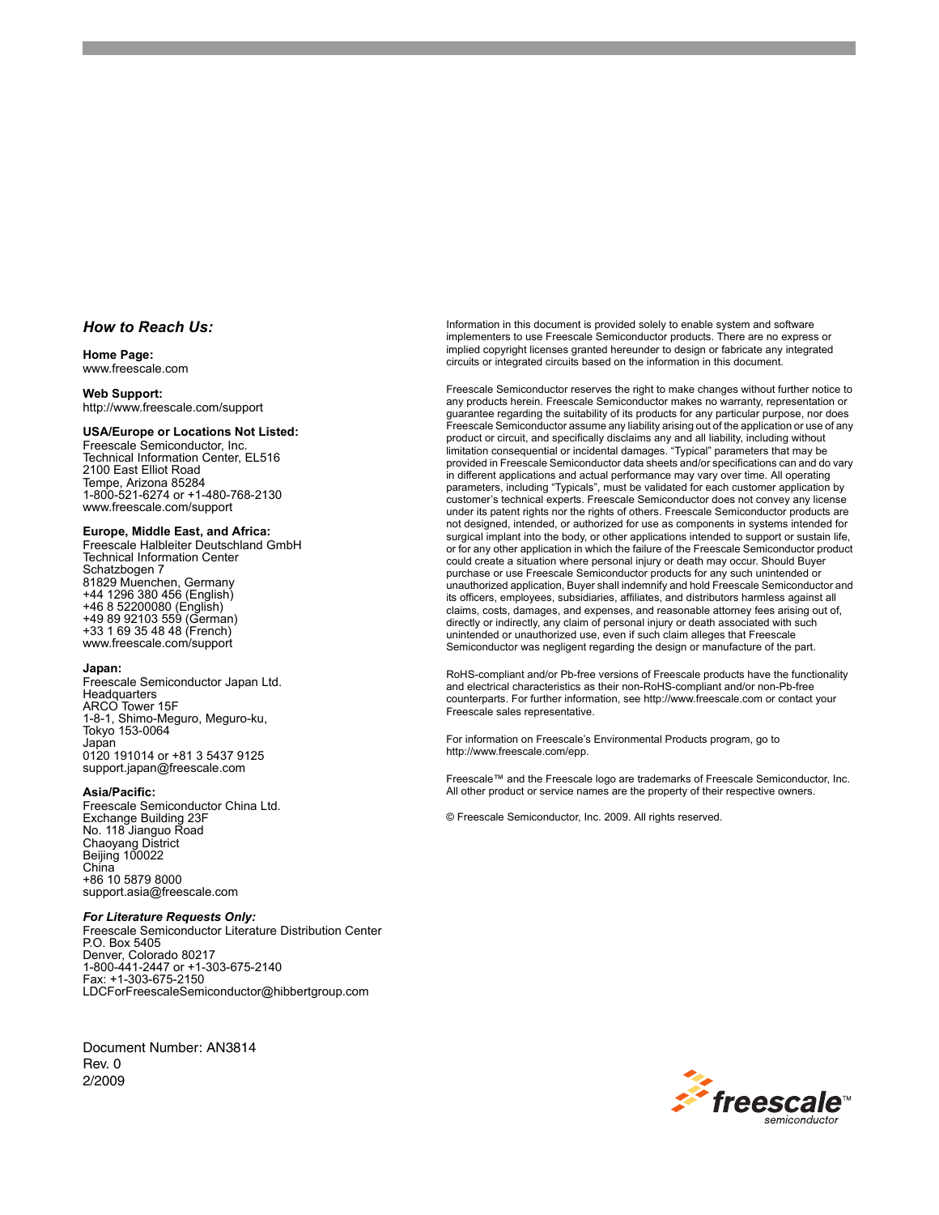*How to Reach Us:*

**Home Page:**
www.freescale.com

**Web Support:**
http://www.freescale.com/support

**USA/Europe or Locations Not Listed:**
Freescale Semiconductor, Inc.
Technical Information Center, EL516
2100 East Elliot Road
Tempe, Arizona 85284
1-800-521-6274 or +1-480-768-2130
www.freescale.com/support

**Europe, Middle East, and Africa:**
Freescale Halbleiter Deutschland GmbH
Technical Information Center
Schatzbogen 7
81829 Muenchen, Germany
+44 1296 380 456 (English)
+46 8 52200080 (English)
+49 89 92103 559 (German)
+33 1 69 35 48 48 (French)
www.freescale.com/support

**Japan:**
Freescale Semiconductor Japan Ltd.
Headquarters
ARCO Tower 15F
1-8-1, Shimo-Meguro, Meguro-ku,
Tokyo 153-0064
Japan
0120 191014 or +81 3 5437 9125
support.japan@freescale.com

**Asia/Pacific:**
Freescale Semiconductor China Ltd.
Exchange Building 23F
No. 118 Jianguo Road
Chaoyang District
Beijing 100022
China
+86 10 5879 8000
support.asia@freescale.com

***For Literature Requests Only:***
Freescale Semiconductor Literature Distribution Center
P.O. Box 5405
Denver, Colorado 80217
1-800-441-2447 or +1-303-675-2140
Fax: +1-303-675-2150
LDCForFreescaleSemiconductor@hibbertgroup.com

Document Number: AN3814
Rev. 0
2/2009

Information in this document is provided solely to enable system and software implementers to use Freescale Semiconductor products. There are no express or implied copyright licenses granted hereunder to design or fabricate any integrated circuits or integrated circuits based on the information in this document.

Freescale Semiconductor reserves the right to make changes without further notice to any products herein. Freescale Semiconductor makes no warranty, representation or guarantee regarding the suitability of its products for any particular purpose, nor does Freescale Semiconductor assume any liability arising out of the application or use of any product or circuit, and specifically disclaims any and all liability, including without limitation consequential or incidental damages. “Typical” parameters that may be provided in Freescale Semiconductor data sheets and/or specifications can and do vary in different applications and actual performance may vary over time. All operating parameters, including “Typicals”, must be validated for each customer application by customer’s technical experts. Freescale Semiconductor does not convey any license under its patent rights nor the rights of others. Freescale Semiconductor products are not designed, intended, or authorized for use as components in systems intended for surgical implant into the body, or other applications intended to support or sustain life, or for any other application in which the failure of the Freescale Semiconductor product could create a situation where personal injury or death may occur. Should Buyer purchase or use Freescale Semiconductor products for any such unintended or unauthorized application, Buyer shall indemnify and hold Freescale Semiconductor and its officers, employees, subsidiaries, affiliates, and distributors harmless against all claims, costs, damages, and expenses, and reasonable attorney fees arising out of, directly or indirectly, any claim of personal injury or death associated with such unintended or unauthorized use, even if such claim alleges that Freescale Semiconductor was negligent regarding the design or manufacture of the part.

RoHS-compliant and/or Pb-free versions of Freescale products have the functionality and electrical characteristics as their non-RoHS-compliant and/or non-Pb-free counterparts. For further information, see http://www.freescale.com or contact your Freescale sales representative.

For information on Freescale’s Environmental Products program, go to http://www.freescale.com/epp.

Freescale™ and the Freescale logo are trademarks of Freescale Semiconductor, Inc. All other product or service names are the property of their respective owners.

© Freescale Semiconductor, Inc. 2009. All rights reserved.